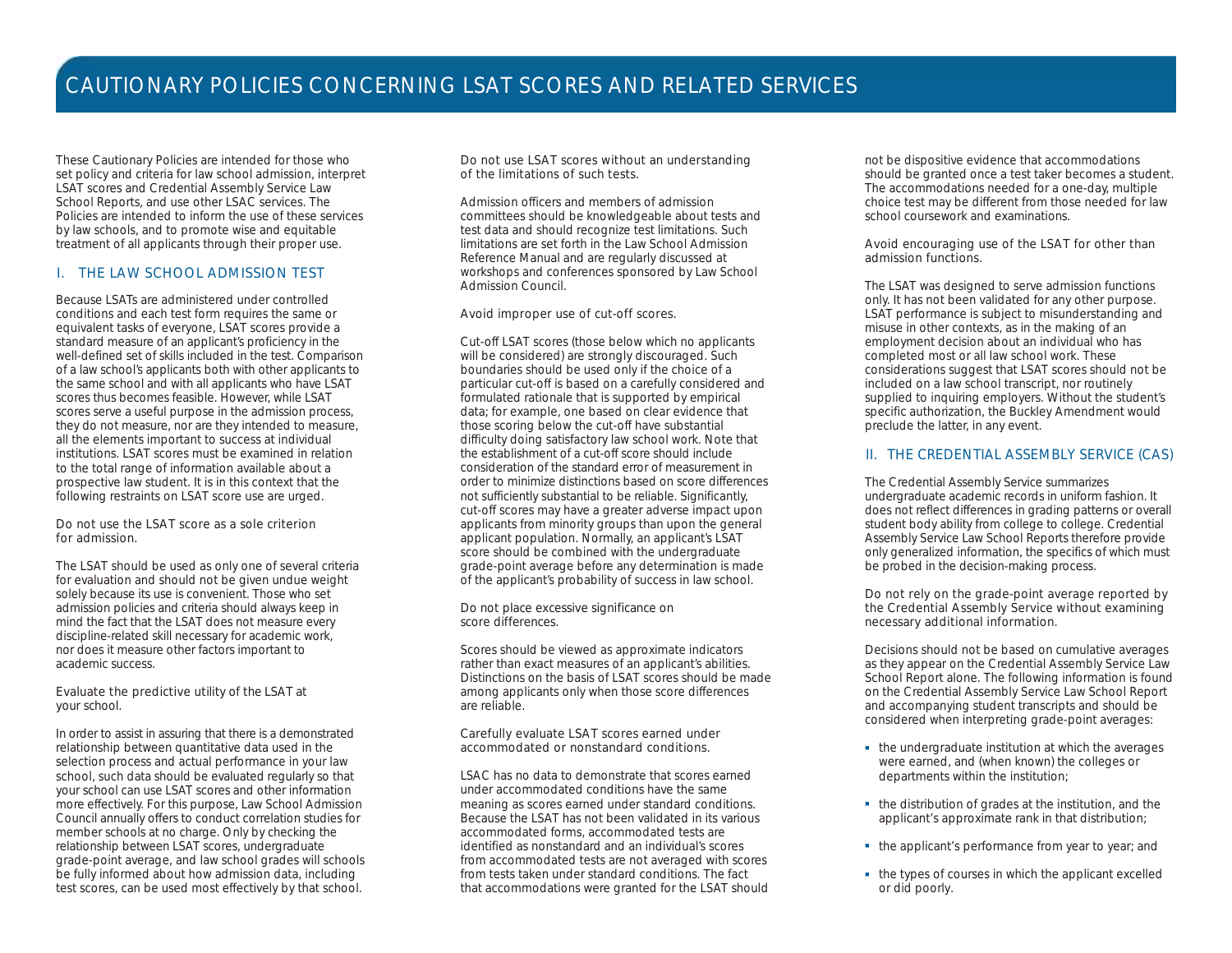# CAUTIONARY POLICIES CONCERNING LSAT SCORES AND RELATED SERVICES

These Cautionary Policies are intended for those who set policy and criteria for law school admission, interpret LSAT scores and Credential Assembly Service Law School Reports, and use other LSAC services. The Policies are intended to inform the use of these services by law schools, and to promote wise and equitable treatment of all applicants through their proper use.

## I. THE LAW SCHOOL ADMISSION TEST

Because LSATs are administered under controlled conditions and each test form requires the same or equivalent tasks of everyone, LSAT scores provide a standard measure of an applicant's proficiency in the well-defined set of skills included in the test. Comparison of a law school's applicants both with other applicants to the same school and with all applicants who have LSAT scores thus becomes feasible. However, while LSAT scores serve a useful purpose in the admission process, they do not measure, nor are they intended to measure, all the elements important to success at individual institutions. LSAT scores must be examined in relation to the total range of information available about a prospective law student. It is in this context that the following restraints on LSAT score use are urged.

### Do not use the LSAT score as a sole criterion for admission.

The LSAT should be used as only one of several criteria for evaluation and should not be given undue weight solely because its use is convenient. Those who set admission policies and criteria should always keep in mind the fact that the LSAT does not measure every discipline-related skill necessary for academic work, nor does it measure other factors important to academic success.

### Evaluate the predictive utility of the LSAT at your school.

In order to assist in assuring that there is a demonstrated relationship between quantitative data used in the selection process and actual performance in your law school, such data should be evaluated regularly so that your school can use LSAT scores and other information more effectively. For this purpose, Law School Admission Council annually offers to conduct correlation studies for member schools at no charge. Only by checking the relationship between LSAT scores, undergraduate grade-point average, and law school grades will schools be fully informed about how admission data, including test scores, can be used most effectively by that school.

### Do not use LSAT scores without an understanding of the limitations of such tests.

Admission officers and members of admission committees should be knowledgeable about tests and test data and should recognize test limitations. Such limitations are set forth in the Law School Admission Reference Manual and are regularly discussed at workshops and conferences sponsored by Law School Admission Council.

### Avoid improper use of cut-off scores.

Cut-off LSAT scores (those below which no applicants will be considered) are strongly discouraged. Such boundaries should be used only if the choice of a particular cut-off is based on a carefully considered and formulated rationale that is supported by empirical data; for example, one based on clear evidence that those scoring below the cut-off have substantial difficulty doing satisfactory law school work. Note that the establishment of a cut-off score should include consideration of the standard error of measurement in order to minimize distinctions based on score differences not sufficiently substantial to be reliable. Significantly, cut-off scores may have a greater adverse impact upon applicants from minority groups than upon the general applicant population. Normally, an applicant's LSAT score should be combined with the undergraduate grade-point average before any determination is made of the applicant's probability of success in law school.

### Do not place excessive significance on score differences.

Scores should be viewed as approximate indicators rather than exact measures of an applicant's abilities. Distinctions on the basis of LSAT scores should be made among applicants only when those score differences are reliable.

### Carefully evaluate LSAT scores earned under accommodated or nonstandard conditions.

LSAC has no data to demonstrate that scores earned under accommodated conditions have the same meaning as scores earned under standard conditions. Because the LSAT has not been validated in its various accommodated forms, accommodated tests are identified as nonstandard and an individual's scores from accommodated tests are not averaged with scores from tests taken under standard conditions. The fact that accommodations were granted for the LSAT should not be dispositive evidence that accommodations should be granted once a test taker becomes a student. The accommodations needed for a one-day, multiple choice test may be different from those needed for law school coursework and examinations.

### Avoid encouraging use of the LSAT for other than admission functions.

The LSAT was designed to serve admission functions only. It has not been validated for any other purpose. LSAT performance is subject to misunderstanding and misuse in other contexts, as in the making of an employment decision about an individual who has completed most or all law school work. These considerations suggest that LSAT scores should not be included on a law school transcript, nor routinely supplied to inquiring employers. Without the student's specific authorization, the Buckley Amendment would preclude the latter, in any event.

## II. THE CREDENTIAL ASSEMBLY SERVICE (CAS)

The Credential Assembly Service summarizes undergraduate academic records in uniform fashion. It does not reflect differences in grading patterns or overall student body ability from college to college. Credential Assembly Service Law School Reports therefore provide only generalized information, the specifics of which must be probed in the decision-making process.

### Do not rely on the grade-point average reported by the Credential Assembly Service without examining necessary additional information.

Decisions should not be based on cumulative averages as they appear on the Credential Assembly Service Law School Report alone. The following information is found on the Credential Assembly Service Law School Report and accompanying student transcripts and should be considered when interpreting grade-point averages:

- the undergraduate institution at which the averages were earned, and (when known) the colleges or departments within the institution;
- the distribution of grades at the institution, and the applicant's approximate rank in that distribution;
- the applicant's performance from year to year; and
- the types of courses in which the applicant excelled or did poorly.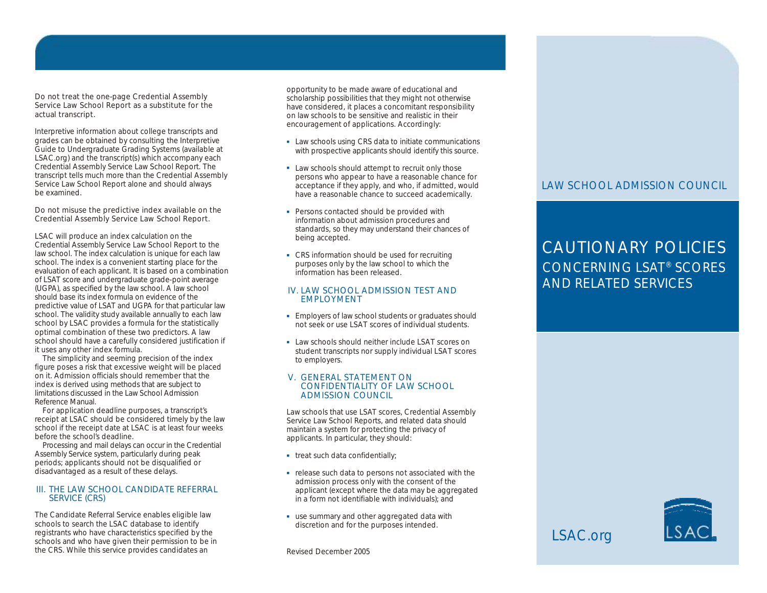Do not treat the one-page Credential Assembly Service Law School Report as a substitute for the actual transcript.

Interpretive information about college transcripts and grades can be obtained by consulting the Interpretive Guide to Undergraduate Grading Systems (available at LSAC.org) and the transcript(s) which accompany each Credential Assembly Service Law School Report. The transcript tells much more than the Credential Assembly Service Law School Report alone and should always be examined.

Do not misuse the predictive index available on the Credential Assembly Service Law School Report.

LSAC will produce an index calculation on the Credential Assembly Service Law School Report to the law school. The index calculation is unique for each law school. The index is a convenient starting place for the evaluation of each applicant. It is based on a combination of LSAT score and undergraduate grade-point average (UGPA), as specified by the law school. A law school should base its index formula on evidence of the predictive value of LSAT and UGPA for that particular law school. The validity study available annually to each law school by LSAC provides a formula for the statistically optimal combination of these two predictors. A law school should have a carefully considered justification if it uses any other index formula.

The simplicity and seeming precision of the index figure poses a risk that excessive weight will be placed on it. Admission officials should remember that the index is derived using methods that are subject to limitations discussed in the Law School Admission Reference Manual.

For application deadline purposes, a transcript's receipt at LSAC should be considered timely by the law school if the receipt date at LSAC is at least four weeks before the school's deadline.

Processing and mail delays can occur in the Credential Assembly Service system, particularly during peak periods; applicants should not be disqualified or disadvantaged as a result of these delays.

## III. THE LAW SCHOOL CANDIDATE REFERRAL SERVICE (CRS)

The Candidate Referral Service enables eligible law schools to search the LSAC database to identify registrants who have characteristics specified by the schools and who have given their permission to be in the CRS. While this service provides candidates an opportunity to be made aware of educational and scholarship possibilities that they might not otherwise have considered, it places a concomitant responsibility on law schools to be sensitive and realistic in their encouragement of applications. Accordingly:

- Law schools using CRS data to initiate communications with prospective applicants should identify this source.
- Law schools should attempt to recruit only those persons who appear to have a reasonable chance for acceptance if they apply, and who, if admitted, would have a reasonable chance to succeed academically.
- Persons contacted should be provided with information about admission procedures and standards, so they may understand their chances of being accepted.
- CRS information should be used for recruiting purposes only by the law school to which the information has been released.

## IV. LAW SCHOOL ADMISSION TEST AND EMPLOYMENT

- Employers of law school students or graduates should not seek or use LSAT scores of individual students.
- Law schools should neither include LSAT scores on student transcripts nor supply individual LSAT scores to employers.

## V. GENERAL STATEMENT ON CONFIDENTIALITY OF LAW SCHOOL ADMISSION COUNCIL

Law schools that use LSAT scores, Credential Assembly Service Law School Reports, and related data should maintain a system for protecting the privacy of applicants. In particular, they should:

- treat such data confidentially;
- release such data to persons not associated with the admission process only with the consent of the applicant (except where the data may be aggregated in a form not identifiable with individuals); and
- use summary and other aggregated data with discretion and for the purposes intended.

Revised December 2005

LAW SCHOOL ADMISSION COUNCIL

# CAUTIONARY POLICIES
## CONCERNING LSAT® SCORES AND RELATED SERVICES

LSAC.org

LSAC